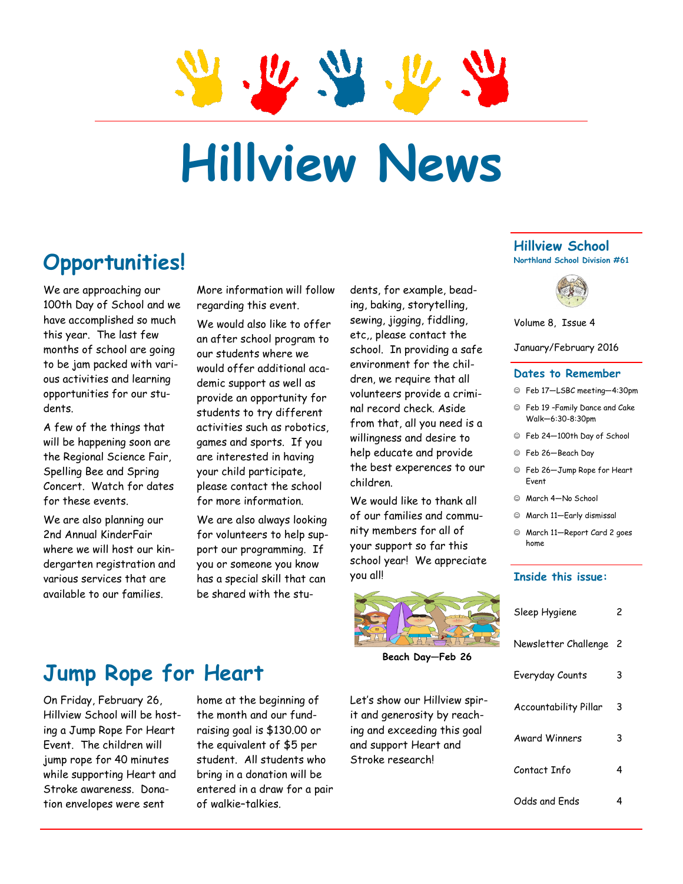# Hillview News

## Hillview School

**Northland School Division #61**

Volume 8, Issue 4

January/February 2016

### Dates to Remember

- Feb 17—LSBC meeting—4:30pm
- Feb 19 -Family Dance and Cake Walk—6:30-8:30pm
- Feb 24—100th Day of School
- Feb 26—Beach Day
- Feb 26—Jump Rope for Heart Event
- March 4—No School
- March 11—Early dismissal
- March 11—Report Card 2 goes home

### Inside this issue:

| | |
|---|---|
| Sleep Hygiene | 2 |
| Newsletter Challenge | 2 |
| Everyday Counts | 3 |
| Accountability Pillar | 3 |
| Award Winners | 3 |
| Contact Info | 4 |
| Odds and Ends | 4 |

## Opportunities!

We are approaching our 100th Day of School and we have accomplished so much this year. The last few months of school are going to be jam packed with various activities and learning opportunities for our students.

A few of the things that will be happening soon are the Regional Science Fair, Spelling Bee and Spring Concert. Watch for dates for these events.

We are also planning our 2nd Annual KinderFair where we will host our kindergarten registration and various services that are available to our families. More information will follow regarding this event.

We would also like to offer an after school program to our students where we would offer additional academic support as well as provide an opportunity for students to try different activities such as robotics, games and sports. If you are interested in having your child participate, please contact the school for more information.

We are also always looking for volunteers to help support our programming. If you or someone you know has a special skill that can be shared with the students, for example, beading, baking, storytelling, sewing, jigging, fiddling, etc,, please contact the school. In providing a safe environment for the children, we require that all volunteers provide a criminal record check. Aside from that, all you need is a willingness and desire to help educate and provide the best experences to our children.

We would like to thank all of our families and community members for all of your support so far this school year! We appreciate you all!

**Beach Day—Feb 26**

## Jump Rope for Heart

On Friday, February 26, Hillview School will be hosting a Jump Rope For Heart Event. The children will jump rope for 40 minutes while supporting Heart and Stroke awareness. Donation envelopes were sent home at the beginning of the month and our fundraising goal is $130.00 or the equivalent of $5 per student. All students who bring in a donation will be entered in a draw for a pair of walkie-talkies.

Let's show our Hillview spirit and generosity by reaching and exceeding this goal and support Heart and Stroke research!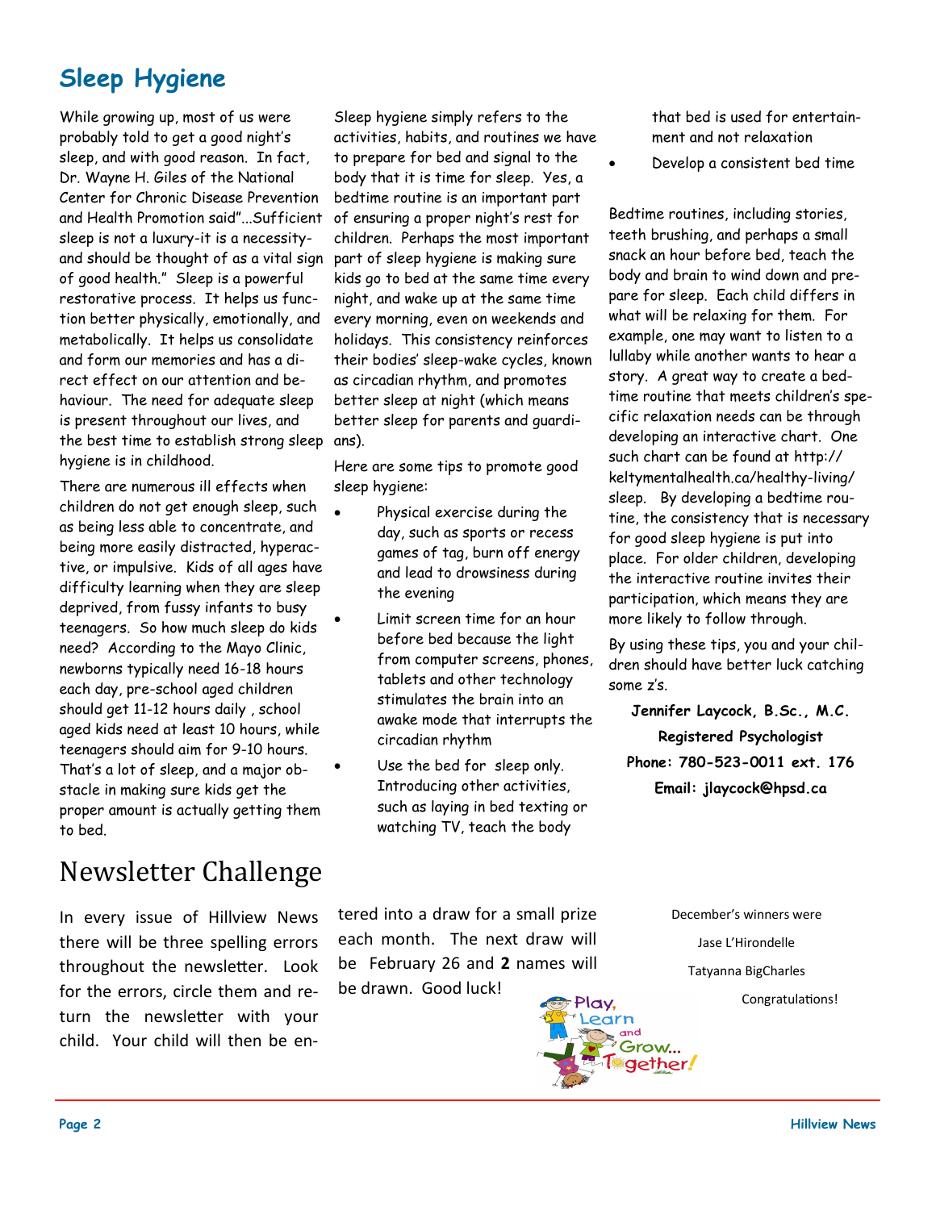## Sleep Hygiene

While growing up, most of us were probably told to get a good night's sleep, and with good reason. In fact, Dr. Wayne H. Giles of the National Center for Chronic Disease Prevention and Health Promotion said"...Sufficient sleep is not a luxury-it is a necessity-and should be thought of as a vital sign of good health." Sleep is a powerful restorative process. It helps us function better physically, emotionally, and metabolically. It helps us consolidate and form our memories and has a direct effect on our attention and behaviour. The need for adequate sleep is present throughout our lives, and the best time to establish strong sleep hygiene is in childhood.

There are numerous ill effects when children do not get enough sleep, such as being less able to concentrate, and being more easily distracted, hyperactive, or impulsive. Kids of all ages have difficulty learning when they are sleep deprived, from fussy infants to busy teenagers. So how much sleep do kids need? According to the Mayo Clinic, newborns typically need 16-18 hours each day, pre-school aged children should get 11-12 hours daily , school aged kids need at least 10 hours, while teenagers should aim for 9-10 hours. That's a lot of sleep, and a major obstacle in making sure kids get the proper amount is actually getting them to bed.

Sleep hygiene simply refers to the activities, habits, and routines we have to prepare for bed and signal to the body that it is time for sleep. Yes, a bedtime routine is an important part of ensuring a proper night's rest for children. Perhaps the most important part of sleep hygiene is making sure kids go to bed at the same time every night, and wake up at the same time every morning, even on weekends and holidays. This consistency reinforces their bodies' sleep-wake cycles, known as circadian rhythm, and promotes better sleep at night (which means better sleep for parents and guardians).

Here are some tips to promote good sleep hygiene:

- Physical exercise during the day, such as sports or recess games of tag, burn off energy and lead to drowsiness during the evening
- Limit screen time for an hour before bed because the light from computer screens, phones, tablets and other technology stimulates the brain into an awake mode that interrupts the circadian rhythm
- Use the bed for sleep only. Introducing other activities, such as laying in bed texting or watching TV, teach the body that bed is used for entertainment and not relaxation
- Develop a consistent bed time

Bedtime routines, including stories, teeth brushing, and perhaps a small snack an hour before bed, teach the body and brain to wind down and prepare for sleep. Each child differs in what will be relaxing for them. For example, one may want to listen to a lullaby while another wants to hear a story. A great way to create a bedtime routine that meets children's specific relaxation needs can be through developing an interactive chart. One such chart can be found at http://keltymentalhealth.ca/healthy-living/sleep. By developing a bedtime routine, the consistency that is necessary for good sleep hygiene is put into place. For older children, developing the interactive routine invites their participation, which means they are more likely to follow through.

By using these tips, you and your children should have better luck catching some z's.

**Jennifer Laycock, B.Sc., M.C.**
**Registered Psychologist**
**Phone: 780-523-0011 ext. 176**
**Email: jlaycock@hpsd.ca**

# Newsletter Challenge

In every issue of Hillview News there will be three spelling errors throughout the newsletter. Look for the errors, circle them and return the newsletter with your child. Your child will then be entered into a draw for a small prize each month. The next draw will be February 26 and **2** names will be drawn. Good luck!

December's winners were
Jase L'Hirondelle
Tatyanna BigCharles
Congratulations!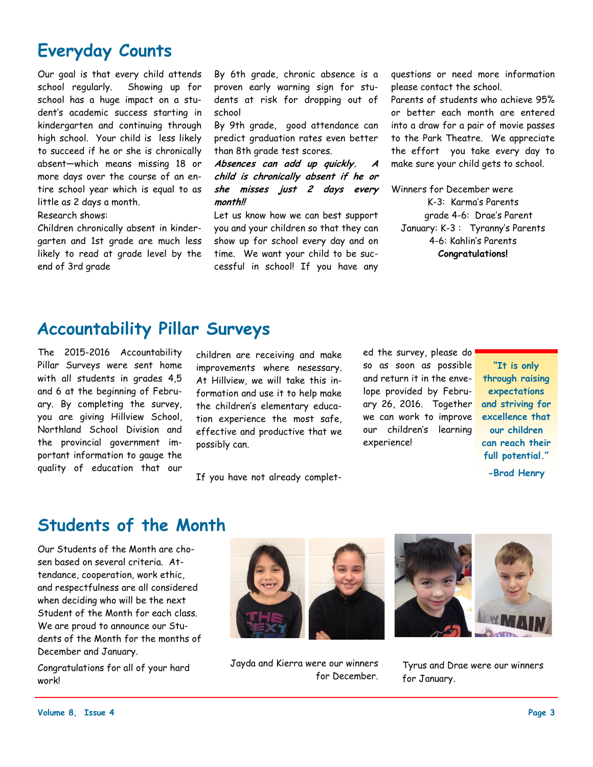## Everyday Counts

Our goal is that every child attends school regularly. Showing up for school has a huge impact on a student's academic success starting in kindergarten and continuing through high school. Your child is less likely to succeed if he or she is chronically absent—which means missing 18 or more days over the course of an entire school year which is equal to as little as 2 days a month.

Research shows:

Children chronically absent in kindergarten and 1st grade are much less likely to read at grade level by the end of 3rd grade

By 6th grade, chronic absence is a proven early warning sign for students at risk for dropping out of school

By 9th grade, good attendance can predict graduation rates even better than 8th grade test scores.

***Absences can add up quickly. A child is chronically absent if he or she misses just 2 days every month!!***

Let us know how we can best support you and your children so that they can show up for school every day and on time. We want your child to be successful in school! If you have any questions or need more information please contact the school.

Parents of students who achieve 95% or better each month are entered into a draw for a pair of movie passes to the Park Theatre. We appreciate the effort you take every day to make sure your child gets to school.

Winners for December were

K-3: Karma's Parents

grade 4-6: Drae's Parent

January: K-3 : Tyranny's Parents

4-6: Kahlin's Parents

**Congratulations!**

## Accountability Pillar Surveys

The 2015-2016 Accountability Pillar Surveys were sent home with all students in grades 4,5 and 6 at the beginning of February. By completing the survey, you are giving Hillview School, Northland School Division and the provincial government important information to gauge the quality of education that our children are receiving and make improvements where nesessary. At Hillview, we will take this information and use it to help make the children's elementary education experience the most safe, effective and productive that we possibly can.

If you have not already completed the survey, please do so as soon as possible and return it in the envelope provided by February 26, 2016. Together we can work to improve our children's learning experience!

> **"It is only through raising expectations and striving for excellence that our children can reach their full potential."**
>
> **-Brad Henry**

## Students of the Month

Our Students of the Month are chosen based on several criteria. Attendance, cooperation, work ethic, and respectfulness are all considered when deciding who will be the next Student of the Month for each class. We are proud to announce our Students of the Month for the months of December and January.

Congratulations for all of your hard work!

Jayda and Kierra were our winners for December.

Tyrus and Drae were our winners for January.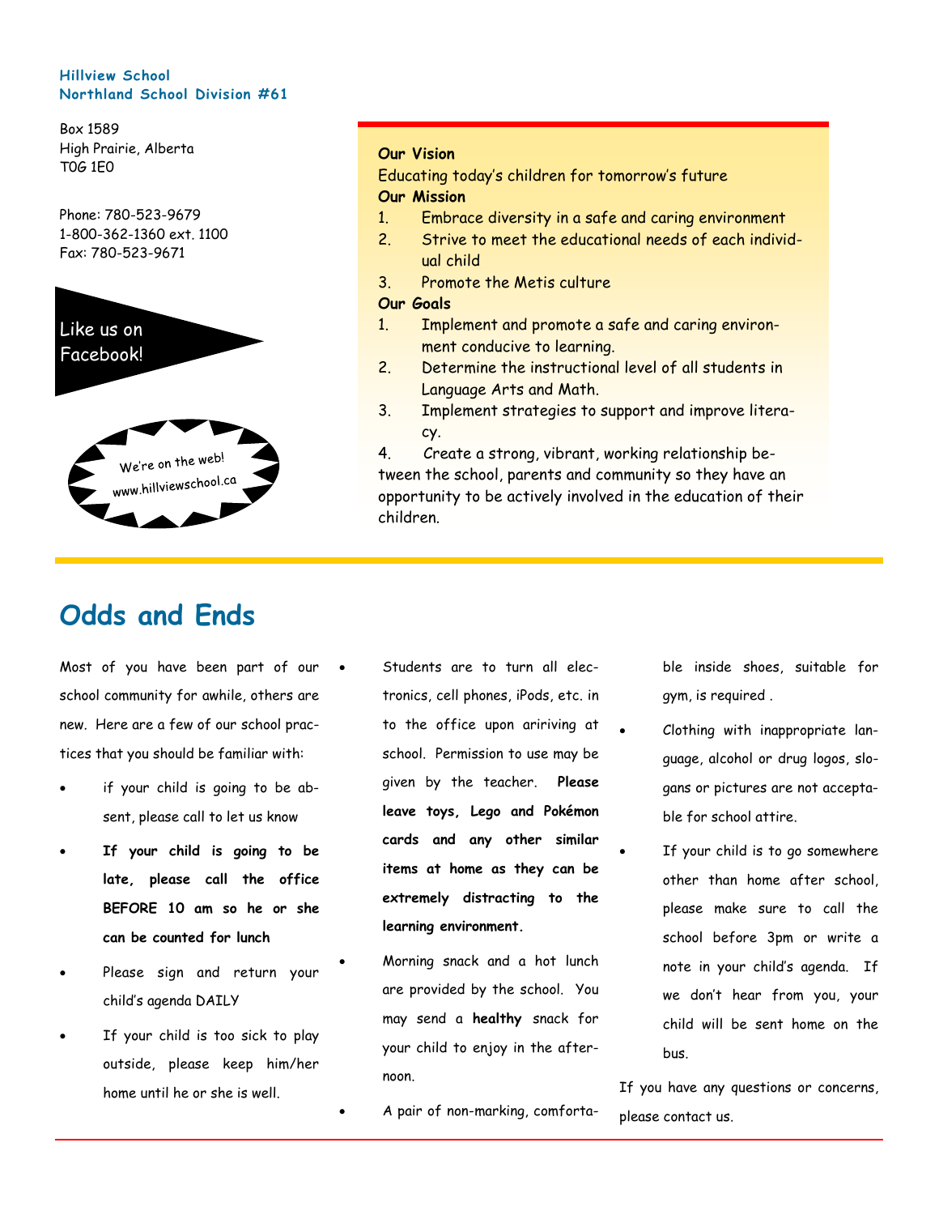**Hillview School**
**Northland School Division #61**

Box 1589
High Prairie, Alberta
T0G 1E0

Phone: 780-523-9679
1-800-362-1360 ext. 1100
Fax: 780-523-9671

Like us on Facebook!

We're on the web!
www.hillviewschool.ca

**Our Vision**
Educating today's children for tomorrow's future

**Our Mission**

1. Embrace diversity in a safe and caring environment
2. Strive to meet the educational needs of each individual child
3. Promote the Metis culture

**Our Goals**

1. Implement and promote a safe and caring environment conducive to learning.
2. Determine the instructional level of all students in Language Arts and Math.
3. Implement strategies to support and improve literacy.
4. Create a strong, vibrant, working relationship between the school, parents and community so they have an opportunity to be actively involved in the education of their children.

## Odds and Ends

Most of you have been part of our school community for awhile, others are new. Here are a few of our school practices that you should be familiar with:

- if your child is going to be absent, please call to let us know
- **If your child is going to be late, please call the office BEFORE 10 am so he or she can be counted for lunch**
- Please sign and return your child's agenda DAILY
- If your child is too sick to play outside, please keep him/her home until he or she is well.
- Students are to turn all electronics, cell phones, iPods, etc. in to the office upon ariiving at school. Permission to use may be given by the teacher. **Please leave toys, Lego and Pokémon cards and any other similar items at home as they can be extremely distracting to the learning environment.**
- Morning snack and a hot lunch are provided by the school. You may send a **healthy** snack for your child to enjoy in the afternoon.
- A pair of non-marking, comfortable inside shoes, suitable for gym, is required .
- Clothing with inappropriate language, alcohol or drug logos, slogans or pictures are not acceptable for school attire.
- If your child is to go somewhere other than home after school, please make sure to call the school before 3pm or write a note in your child's agenda. If we don't hear from you, your child will be sent home on the bus.

If you have any questions or concerns, please contact us.